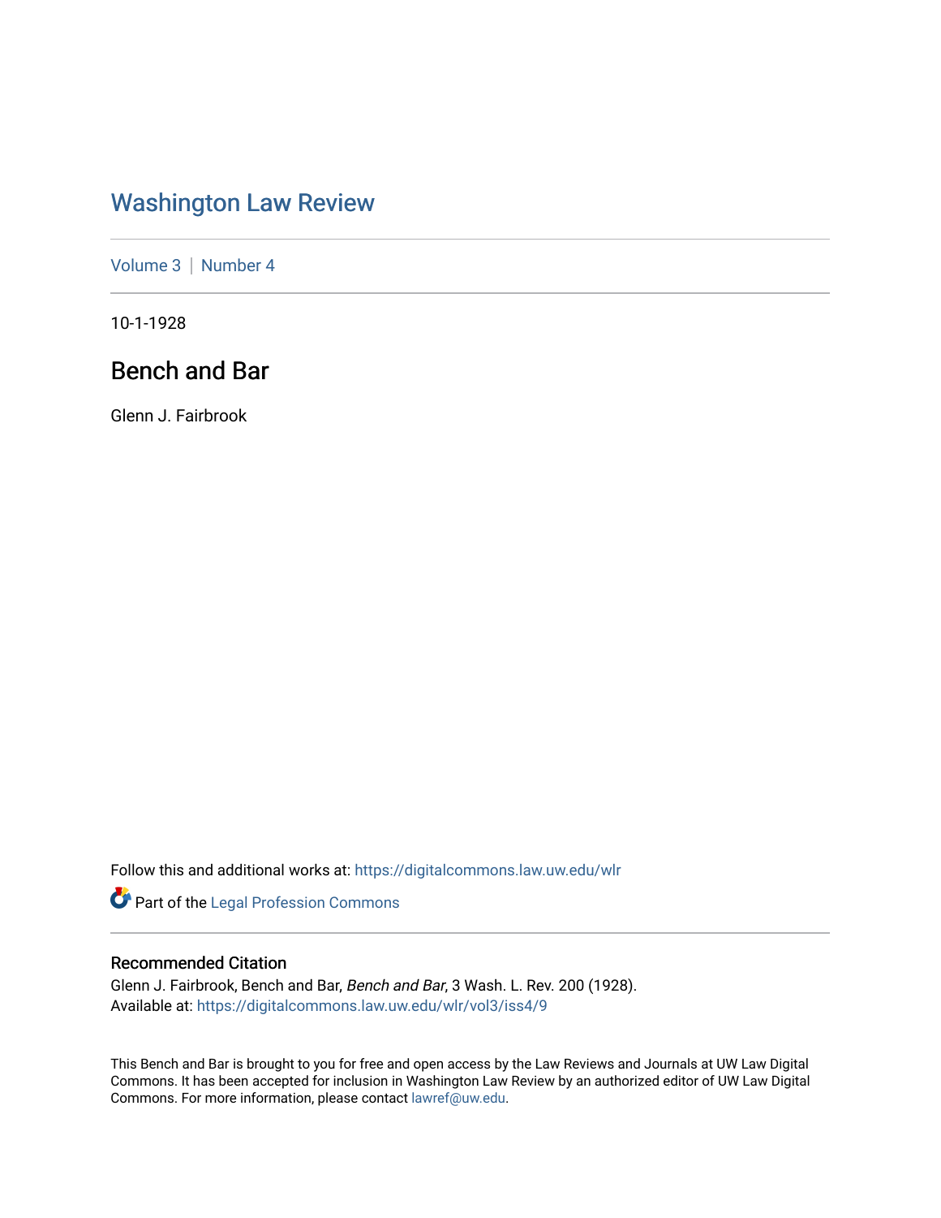# Washington Law Review

Volume 3 | Number 4

10-1-1928

## Bench and Bar

Glenn J. Fairbrook

Follow this and additional works at: https://digitalcommons.law.uw.edu/wlr

Part of the Legal Profession Commons

### Recommended Citation

Glenn J. Fairbrook, Bench and Bar, *Bench and Bar*, 3 Wash. L. Rev. 200 (1928).
Available at: https://digitalcommons.law.uw.edu/wlr/vol3/iss4/9

This Bench and Bar is brought to you for free and open access by the Law Reviews and Journals at UW Law Digital Commons. It has been accepted for inclusion in Washington Law Review by an authorized editor of UW Law Digital Commons. For more information, please contact lawref@uw.edu.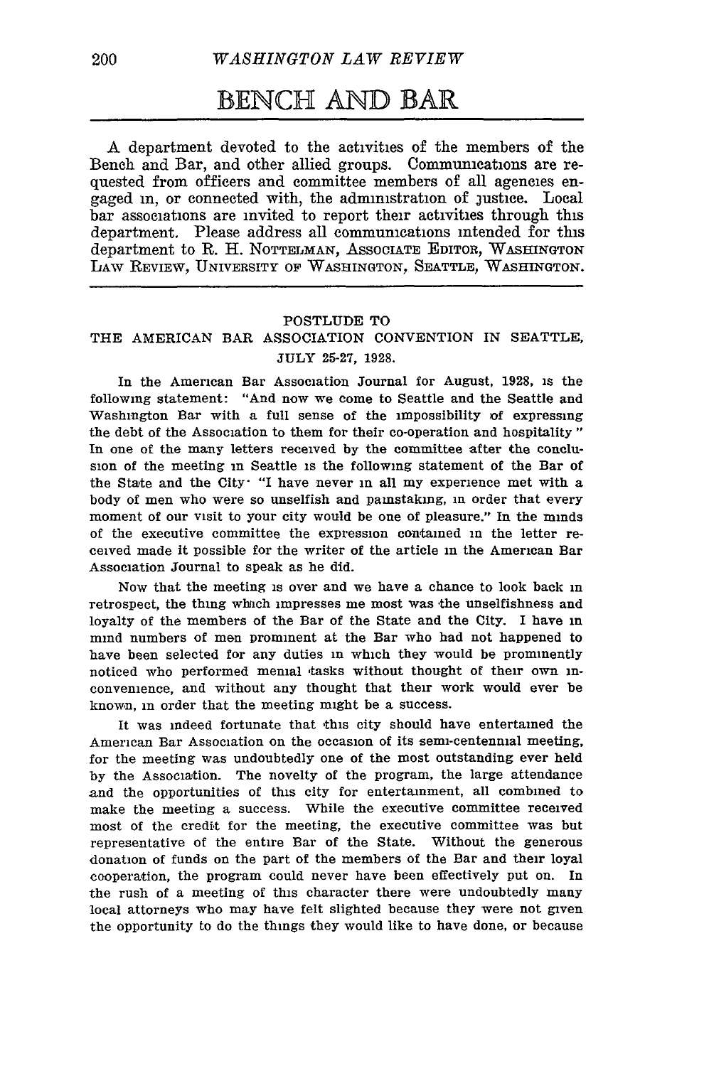# BENCH AND BAR

A department devoted to the activities of the members of the Bench and Bar, and other allied groups. Communications are requested from officers and committee members of all agencies engaged in, or connected with, the administration of justice. Local bar associations are invited to report their activities through this department. Please address all communications intended for this department to R. H. NOTTELMAN, ASSOCIATE EDITOR, WASHINGTON LAW REVIEW, UNIVERSITY OF WASHINGTON, SEATTLE, WASHINGTON.

---

### POSTLUDE TO THE AMERICAN BAR ASSOCIATION CONVENTION IN SEATTLE, JULY 25-27, 1928.

In the American Bar Association Journal for August, 1928, is the following statement: "And now we come to Seattle and the Seattle and Washington Bar with a full sense of the impossibility of expressing the debt of the Association to them for their co-operation and hospitality." In one of the many letters received by the committee after the conclusion of the meeting in Seattle is the following statement of the Bar of the State and the City: "I have never in all my experience met with a body of men who were so unselfish and painstaking, in order that every moment of our visit to your city would be one of pleasure." In the minds of the executive committee the expression contained in the letter received made it possible for the writer of the article in the American Bar Association Journal to speak as he did.

Now that the meeting is over and we have a chance to look back in retrospect, the thing which impresses me most was the unselfishness and loyalty of the members of the Bar of the State and the City. I have in mind numbers of men prominent at the Bar who had not happened to have been selected for any duties in which they would be prominently noticed who performed menial tasks without thought of their own inconvenience, and without any thought that their work would ever be known, in order that the meeting might be a success.

It was indeed fortunate that this city should have entertained the American Bar Association on the occasion of its semi-centennial meeting, for the meeting was undoubtedly one of the most outstanding ever held by the Association. The novelty of the program, the large attendance and the opportunities of this city for entertainment, all combined to make the meeting a success. While the executive committee received most of the credit for the meeting, the executive committee was but representative of the entire Bar of the State. Without the generous donation of funds on the part of the members of the Bar and their loyal cooperation, the program could never have been effectively put on. In the rush of a meeting of this character there were undoubtedly many local attorneys who may have felt slighted because they were not given the opportunity to do the things they would like to have done, or because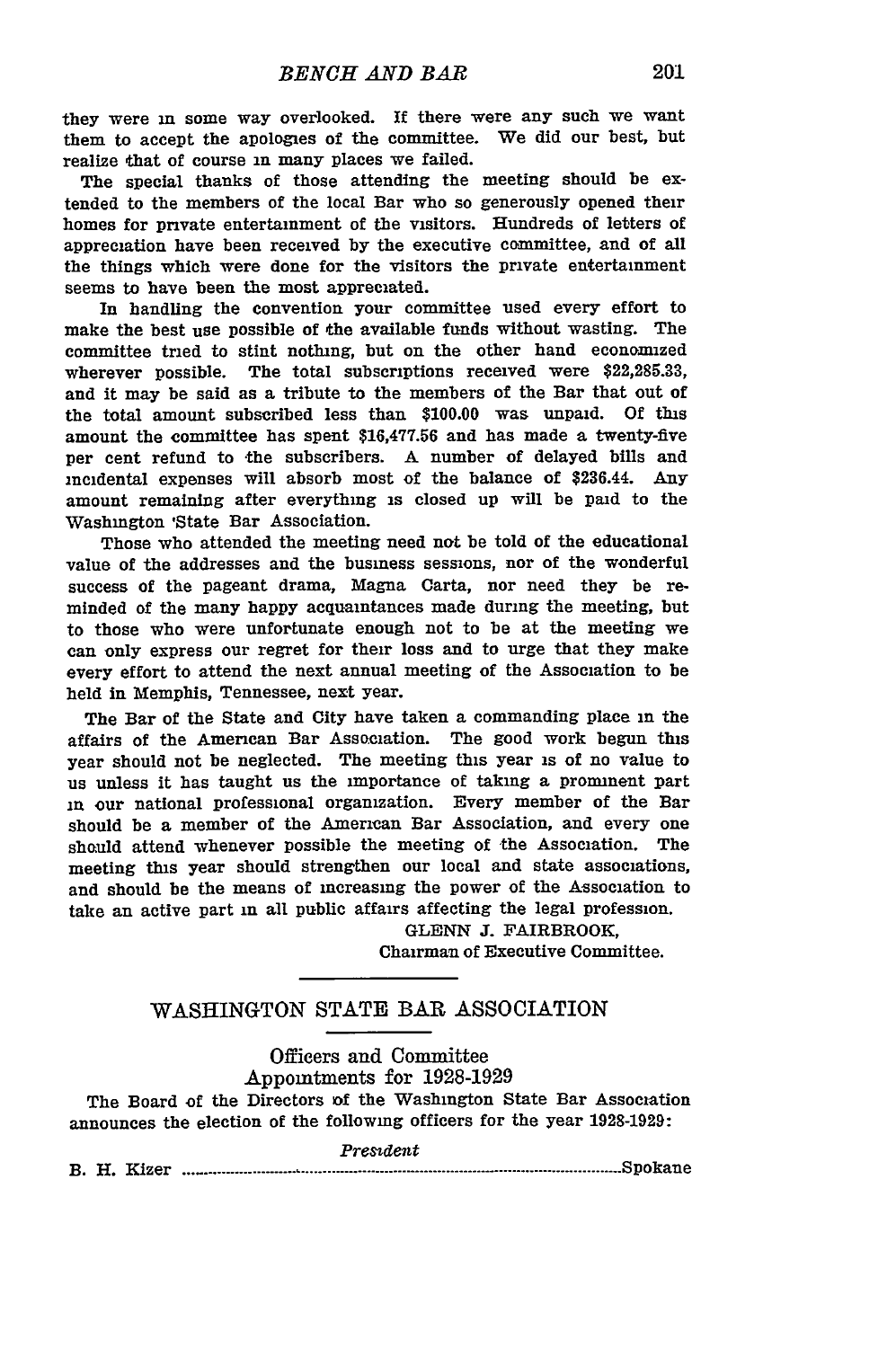they were in some way overlooked. If there were any such we want them to accept the apologies of the committee. We did our best, but realize that of course in many places we failed.

The special thanks of those attending the meeting should be extended to the members of the local Bar who so generously opened their homes for private entertainment of the visitors. Hundreds of letters of appreciation have been received by the executive committee, and of all the things which were done for the visitors the private entertainment seems to have been the most appreciated.

In handling the convention your committee used every effort to make the best use possible of the available funds without wasting. The committee tried to stint nothing, but on the other hand economized wherever possible. The total subscriptions received were $22,285.33, and it may be said as a tribute to the members of the Bar that out of the total amount subscribed less than $100.00 was unpaid. Of this amount the committee has spent $16,477.56 and has made a twenty-five per cent refund to the subscribers. A number of delayed bills and incidental expenses will absorb most of the balance of $236.44. Any amount remaining after everything is closed up will be paid to the Washington State Bar Association.

Those who attended the meeting need not be told of the educational value of the addresses and the business sessions, nor of the wonderful success of the pageant drama, Magna Carta, nor need they be reminded of the many happy acquaintances made during the meeting, but to those who were unfortunate enough not to be at the meeting we can only express our regret for their loss and to urge that they make every effort to attend the next annual meeting of the Association to be held in Memphis, Tennessee, next year.

The Bar of the State and City have taken a commanding place in the affairs of the American Bar Association. The good work begun this year should not be neglected. The meeting this year is of no value to us unless it has taught us the importance of taking a prominent part in our national professional organization. Every member of the Bar should be a member of the American Bar Association, and every one should attend whenever possible the meeting of the Association. The meeting this year should strengthen our local and state associations, and should be the means of increasing the power of the Association to take an active part in all public affairs affecting the legal profession.

GLENN J. FAIRBROOK,
Chairman of Executive Committee.

## WASHINGTON STATE BAR ASSOCIATION

### Officers and Committee Appointments for 1928-1929

The Board of the Directors of the Washington State Bar Association announces the election of the following officers for the year 1928-1929:

*President*

B. H. Kizer ........................................ Spokane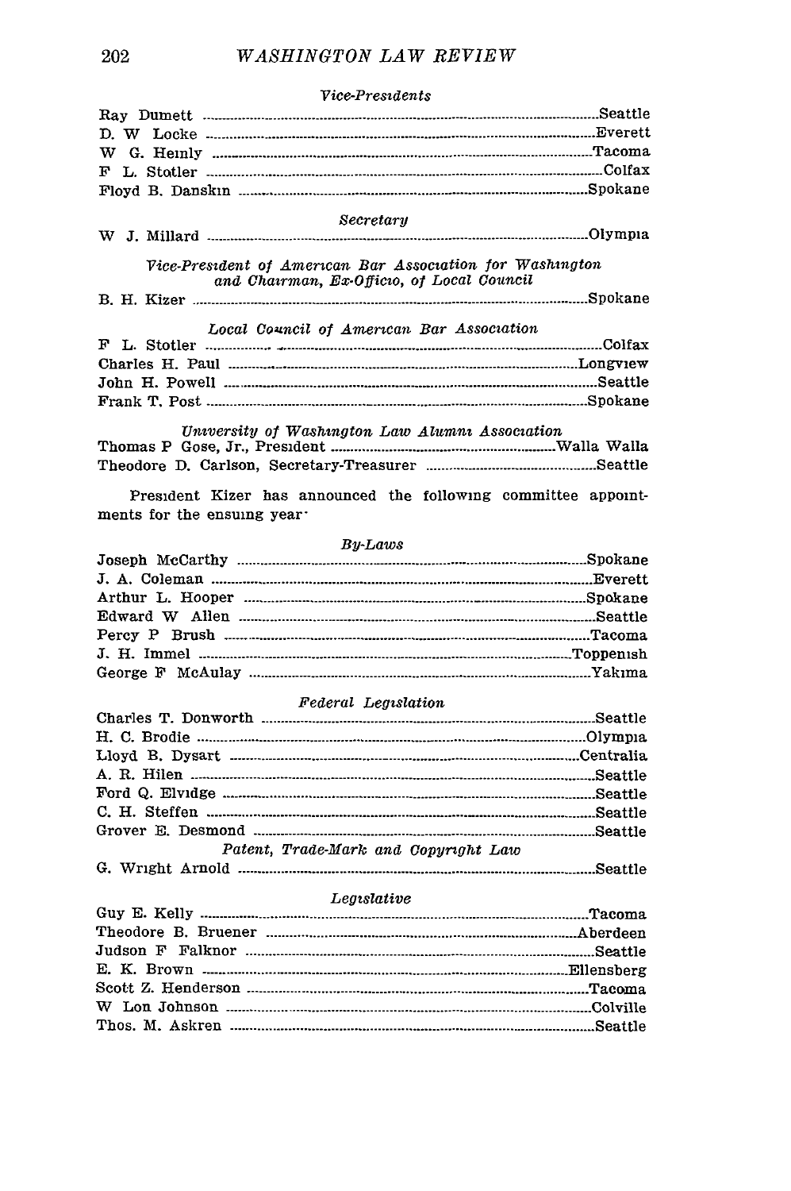*Vice-Presidents*

Ray Dumett ........ Seattle
D. W Locke ........ Everett
W G. Heinly ........ Tacoma
F L. Stotler ........ Colfax
Floyd B. Danskin ........ Spokane

*Secretary*

W J. Millard ........ Olympia

*Vice-President of American Bar Association for Washington and Chairman, Ex-Officio, of Local Council*

B. H. Kizer ........ Spokane

*Local Council of American Bar Association*

F L. Stotler ........ Colfax
Charles H. Paul ........ Longview
John H. Powell ........ Seattle
Frank T. Post ........ Spokane

*University of Washington Law Alumni Association*

Thomas P Gose, Jr., President ........ Walla Walla
Theodore D. Carlson, Secretary-Treasurer ........ Seattle

President Kizer has announced the following committee appointments for the ensuing year:

*By-Laws*

Joseph McCarthy ........ Spokane
J. A. Coleman ........ Everett
Arthur L. Hooper ........ Spokane
Edward W Allen ........ Seattle
Percy P Brush ........ Tacoma
J. H. Immel ........ Toppenish
George F McAulay ........ Yakima

*Federal Legislation*

Charles T. Donworth ........ Seattle
H. C. Brodie ........ Olympia
Lloyd B. Dysart ........ Centralia
A. R. Hilen ........ Seattle
Ford Q. Elvidge ........ Seattle
C. H. Steffen ........ Seattle
Grover E. Desmond ........ Seattle

*Patent, Trade-Mark and Copyright Law*

G. Wright Arnold ........ Seattle

*Legislative*

Guy E. Kelly ........ Tacoma
Theodore B. Bruener ........ Aberdeen
Judson F Falknor ........ Seattle
E. K. Brown ........ Ellensberg
Scott Z. Henderson ........ Tacoma
W Lon Johnson ........ Colville
Thos. M. Askren ........ Seattle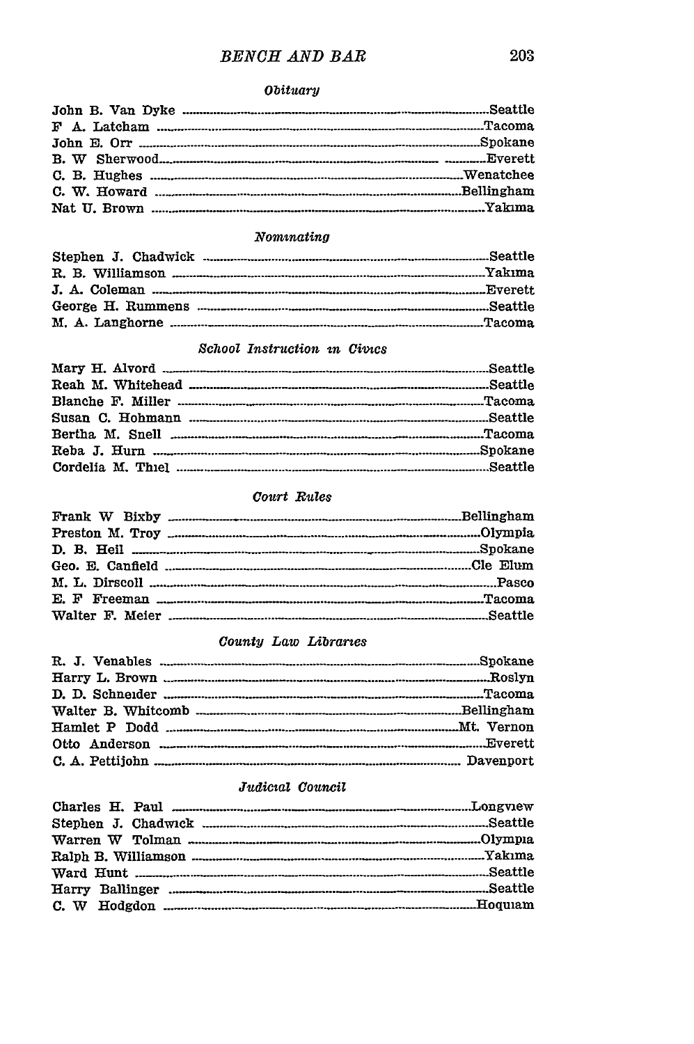### *Obituary*

| | |
|---|---|
| John B. Van Dyke | Seattle |
| F A. Latcham | Tacoma |
| John E. Orr | Spokane |
| B. W Sherwood | Everett |
| C. B. Hughes | Wenatchee |
| C. W. Howard | Bellingham |
| Nat U. Brown | Yakima |

### *Nominating*

| | |
|---|---|
| Stephen J. Chadwick | Seattle |
| R. B. Williamson | Yakima |
| J. A. Coleman | Everett |
| George H. Rummens | Seattle |
| M. A. Langhorne | Tacoma |

### *School Instruction in Civics*

| | |
|---|---|
| Mary H. Alvord | Seattle |
| Reah M. Whitehead | Seattle |
| Blanche F. Miller | Tacoma |
| Susan C. Hohmann | Seattle |
| Bertha M. Snell | Tacoma |
| Reba J. Hurn | Spokane |
| Cordelia M. Thiel | Seattle |

### *Court Rules*

| | |
|---|---|
| Frank W Bixby | Bellingham |
| Preston M. Troy | Olympia |
| D. B. Heil | Spokane |
| Geo. E. Canfield | Cle Elum |
| M. L. Dirscoll | Pasco |
| E. F Freeman | Tacoma |
| Walter F. Meier | Seattle |

### *County Law Libraries*

| | |
|---|---|
| R. J. Venables | Spokane |
| Harry L. Brown | Roslyn |
| D. D. Schneider | Tacoma |
| Walter B. Whitcomb | Bellingham |
| Hamlet P Dodd | Mt. Vernon |
| Otto Anderson | Everett |
| C. A. Pettijohn | Davenport |

### *Judicial Council*

| | |
|---|---|
| Charles H. Paul | Longview |
| Stephen J. Chadwick | Seattle |
| Warren W Tolman | Olympia |
| Ralph B. Williamson | Yakima |
| Ward Hunt | Seattle |
| Harry Ballinger | Seattle |
| C. W Hodgdon | Hoquiam |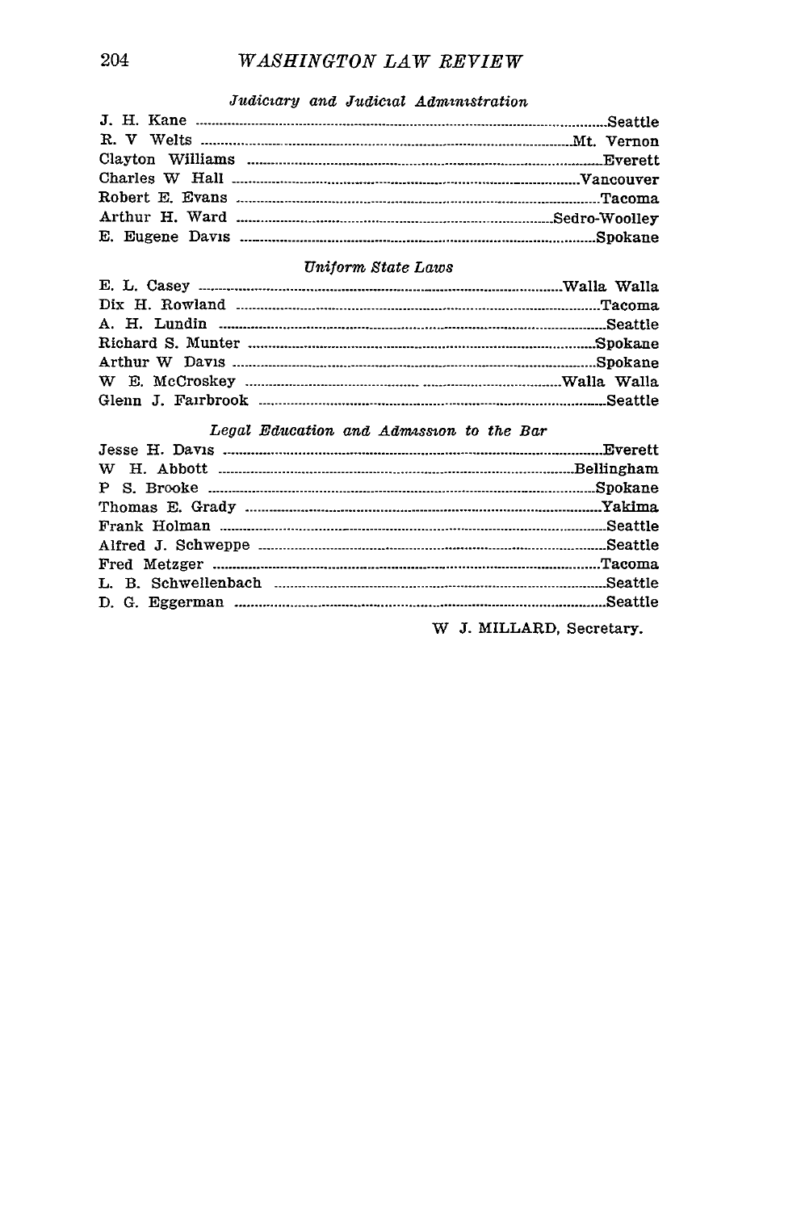*Judiciary and Judicial Administration*

J. H. Kane ..................................................Seattle
R. V Welts ..................................................Mt. Vernon
Clayton Williams ..................................................Everett
Charles W Hall ..................................................Vancouver
Robert E. Evans ..................................................Tacoma
Arthur H. Ward ..................................................Sedro-Woolley
E. Eugene Davis ..................................................Spokane

*Uniform State Laws*

E. L. Casey ..................................................Walla Walla
Dix H. Rowland ..................................................Tacoma
A. H. Lundin ..................................................Seattle
Richard S. Munter ..................................................Spokane
Arthur W Davis ..................................................Spokane
W E. McCroskey ..................................................Walla Walla
Glenn J. Fairbrook ..................................................Seattle

*Legal Education and Admission to the Bar*

Jesse H. Davis ..................................................Everett
W H. Abbott ..................................................Bellingham
P S. Brooke ..................................................Spokane
Thomas E. Grady ..................................................Yakima
Frank Holman ..................................................Seattle
Alfred J. Schweppe ..................................................Seattle
Fred Metzger ..................................................Tacoma
L. B. Schwellenbach ..................................................Seattle
D. G. Eggerman ..................................................Seattle

W J. MILLARD, Secretary.